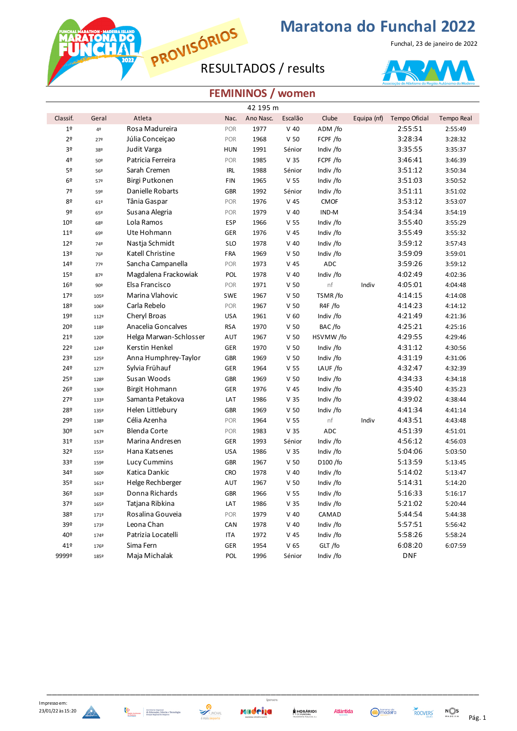# Maratona do Funchal 2022

Funchal, 23 de janeiro de 2022

PROVISÓRIOS

RESULTADOS / results

## FEMININOS / women

42 195 m

| Classif. | Geral | Atleta | Nac. | Ano Nasc. | Escalão | Clube | Equipa (nf) | Tempo Oficial | Tempo Real |
|---|---|---|---|---|---|---|---|---|---|
| 1º | 4º | Rosa Madureira | POR | 1977 | V 40 | ADM /fo | | 2:55:51 | 2:55:49 |
| 2º | 27º | Júlia Conceiçao | POR | 1968 | V 50 | FCPF /fo | | 3:28:34 | 3:28:32 |
| 3º | 38º | Judit Varga | HUN | 1991 | Sénior | Indiv /fo | | 3:35:55 | 3:35:37 |
| 4º | 50º | Patricia Ferreira | POR | 1985 | V 35 | FCPF /fo | | 3:46:41 | 3:46:39 |
| 5º | 56º | Sarah Cremen | IRL | 1988 | Sénior | Indiv /fo | | 3:51:12 | 3:50:34 |
| 6º | 57º | Birgi Putkonen | FIN | 1965 | V 55 | Indiv /fo | | 3:51:03 | 3:50:52 |
| 7º | 59º | Danielle Robarts | GBR | 1992 | Sénior | Indiv /fo | | 3:51:11 | 3:51:02 |
| 8º | 61º | Tânia Gaspar | POR | 1976 | V 45 | CMOF | | 3:53:12 | 3:53:07 |
| 9º | 65º | Susana Alegria | POR | 1979 | V 40 | IND-M | | 3:54:34 | 3:54:19 |
| 10º | 68º | Lola Ramos | ESP | 1966 | V 55 | Indiv /fo | | 3:55:40 | 3:55:29 |
| 11º | 69º | Ute Hohmann | GER | 1976 | V 45 | Indiv /fo | | 3:55:49 | 3:55:32 |
| 12º | 74º | Nastja Schmidt | SLO | 1978 | V 40 | Indiv /fo | | 3:59:12 | 3:57:43 |
| 13º | 76º | Katell Christine | FRA | 1969 | V 50 | Indiv /fo | | 3:59:09 | 3:59:01 |
| 14º | 77º | Sancha Campanella | POR | 1973 | V 45 | ADC | | 3:59:26 | 3:59:12 |
| 15º | 87º | Magdalena Frackowiak | POL | 1978 | V 40 | Indiv /fo | | 4:02:49 | 4:02:36 |
| 16º | 90º | Elsa Francisco | POR | 1971 | V 50 | nf | Indiv | 4:05:01 | 4:04:48 |
| 17º | 105º | Marina Vlahovic | SWE | 1967 | V 50 | TSMR /fo | | 4:14:15 | 4:14:08 |
| 18º | 106º | Carla Rebelo | POR | 1967 | V 50 | R4F /fo | | 4:14:23 | 4:14:12 |
| 19º | 112º | Cheryl Broas | USA | 1961 | V 60 | Indiv /fo | | 4:21:49 | 4:21:36 |
| 20º | 118º | Anacelia Goncalves | RSA | 1970 | V 50 | BAC /fo | | 4:25:21 | 4:25:16 |
| 21º | 120º | Helga Marwan-Schlosser | AUT | 1967 | V 50 | HSVMW /fo | | 4:29:55 | 4:29:46 |
| 22º | 124º | Kerstin Henkel | GER | 1970 | V 50 | Indiv /fo | | 4:31:12 | 4:30:56 |
| 23º | 125º | Anna Humphrey-Taylor | GBR | 1969 | V 50 | Indiv /fo | | 4:31:19 | 4:31:06 |
| 24º | 127º | Sylvia Frühauf | GER | 1964 | V 55 | LAUF /fo | | 4:32:47 | 4:32:39 |
| 25º | 128º | Susan Woods | GBR | 1969 | V 50 | Indiv /fo | | 4:34:33 | 4:34:18 |
| 26º | 130º | Birgit Hohmann | GER | 1976 | V 45 | Indiv /fo | | 4:35:40 | 4:35:23 |
| 27º | 133º | Samanta Petakova | LAT | 1986 | V 35 | Indiv /fo | | 4:39:02 | 4:38:44 |
| 28º | 135º | Helen Littlebury | GBR | 1969 | V 50 | Indiv /fo | | 4:41:34 | 4:41:14 |
| 29º | 138º | Célia Azenha | POR | 1964 | V 55 | nf | Indiv | 4:43:51 | 4:43:48 |
| 30º | 147º | Blenda Corte | POR | 1983 | V 35 | ADC | | 4:51:39 | 4:51:01 |
| 31º | 153º | Marina Andresen | GER | 1993 | Sénior | Indiv /fo | | 4:56:12 | 4:56:03 |
| 32º | 155º | Hana Katsenes | USA | 1986 | V 35 | Indiv /fo | | 5:04:06 | 5:03:50 |
| 33º | 159º | Lucy Cummins | GBR | 1967 | V 50 | D100 /fo | | 5:13:59 | 5:13:45 |
| 34º | 160º | Katica Dankic | CRO | 1978 | V 40 | Indiv /fo | | 5:14:02 | 5:13:47 |
| 35º | 161º | Helge Rechberger | AUT | 1967 | V 50 | Indiv /fo | | 5:14:31 | 5:14:20 |
| 36º | 163º | Donna Richards | GBR | 1966 | V 55 | Indiv /fo | | 5:16:33 | 5:16:17 |
| 37º | 165º | Tatjana Ribkina | LAT | 1986 | V 35 | Indiv /fo | | 5:21:02 | 5:20:44 |
| 38º | 171º | Rosalina Gouveia | POR | 1979 | V 40 | CAMAD | | 5:44:54 | 5:44:38 |
| 39º | 173º | Leona Chan | CAN | 1978 | V 40 | Indiv /fo | | 5:57:51 | 5:56:42 |
| 40º | 174º | Patrizia Locatelli | ITA | 1972 | V 45 | Indiv /fo | | 5:58:26 | 5:58:24 |
| 41º | 176º | Sima Fern | GER | 1954 | V 65 | GLT /fo | | 6:08:20 | 6:07:59 |
| 9999º | 185º | Maja Michalak | POL | 1996 | Sénior | Indiv /fo | | DNF | |

Impresso em: 23/01/22 às 15:20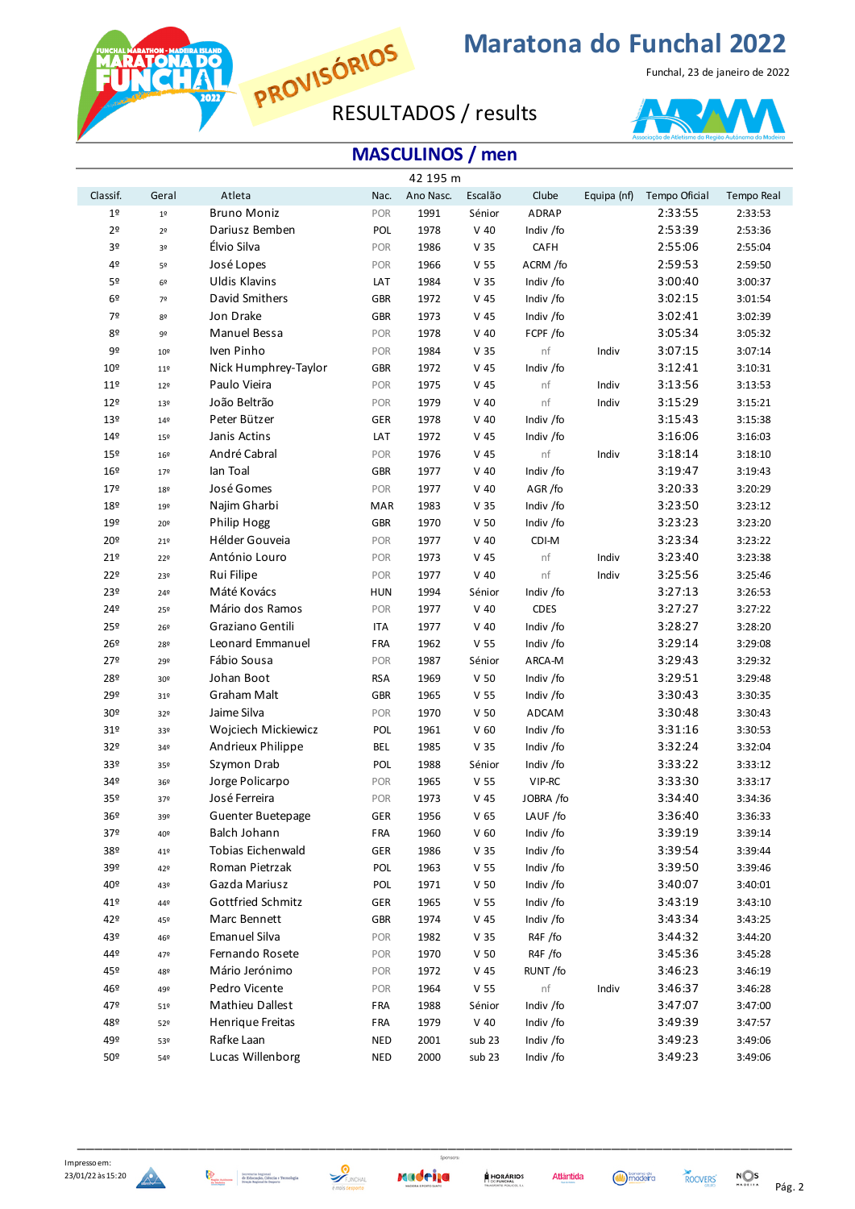# Maratona do Funchal 2022

Funchal, 23 de janeiro de 2022

PROVISÓRIOS

RESULTADOS / results

## MASCULINOS / men

42 195 m

| Classif. | Geral | Atleta | Nac. | Ano Nasc. | Escalão | Clube | Equipa (nf) | Tempo Oficial | Tempo Real |
|---|---|---|---|---|---|---|---|---|---|
| 1º | 1º | Bruno Moniz | POR | 1991 | Sénior | ADRAP | | 2:33:55 | 2:33:53 |
| 2º | 2º | Dariusz Bemben | POL | 1978 | V 40 | Indiv /fo | | 2:53:39 | 2:53:36 |
| 3º | 3º | Élvio Silva | POR | 1986 | V 35 | CAFH | | 2:55:06 | 2:55:04 |
| 4º | 5º | José Lopes | POR | 1966 | V 55 | ACRM /fo | | 2:59:53 | 2:59:50 |
| 5º | 6º | Uldis Klavins | LAT | 1984 | V 35 | Indiv /fo | | 3:00:40 | 3:00:37 |
| 6º | 7º | David Smithers | GBR | 1972 | V 45 | Indiv /fo | | 3:02:15 | 3:01:54 |
| 7º | 8º | Jon Drake | GBR | 1973 | V 45 | Indiv /fo | | 3:02:41 | 3:02:39 |
| 8º | 9º | Manuel Bessa | POR | 1978 | V 40 | FCPF /fo | | 3:05:34 | 3:05:32 |
| 9º | 10º | Iven Pinho | POR | 1984 | V 35 | nf | Indiv | 3:07:15 | 3:07:14 |
| 10º | 11º | Nick Humphrey-Taylor | GBR | 1972 | V 45 | Indiv /fo | | 3:12:41 | 3:10:31 |
| 11º | 12º | Paulo Vieira | POR | 1975 | V 45 | nf | Indiv | 3:13:56 | 3:13:53 |
| 12º | 13º | João Beltrão | POR | 1979 | V 40 | nf | Indiv | 3:15:29 | 3:15:21 |
| 13º | 14º | Peter Bützer | GER | 1978 | V 40 | Indiv /fo | | 3:15:43 | 3:15:38 |
| 14º | 15º | Janis Actins | LAT | 1972 | V 45 | Indiv /fo | | 3:16:06 | 3:16:03 |
| 15º | 16º | André Cabral | POR | 1976 | V 45 | nf | Indiv | 3:18:14 | 3:18:10 |
| 16º | 17º | Ian Toal | GBR | 1977 | V 40 | Indiv /fo | | 3:19:47 | 3:19:43 |
| 17º | 18º | José Gomes | POR | 1977 | V 40 | AGR /fo | | 3:20:33 | 3:20:29 |
| 18º | 19º | Najim Gharbi | MAR | 1983 | V 35 | Indiv /fo | | 3:23:50 | 3:23:12 |
| 19º | 20º | Philip Hogg | GBR | 1970 | V 50 | Indiv /fo | | 3:23:23 | 3:23:20 |
| 20º | 21º | Hélder Gouveia | POR | 1977 | V 40 | CDI-M | | 3:23:34 | 3:23:22 |
| 21º | 22º | António Louro | POR | 1973 | V 45 | nf | Indiv | 3:23:40 | 3:23:38 |
| 22º | 23º | Rui Filipe | POR | 1977 | V 40 | nf | Indiv | 3:25:56 | 3:25:46 |
| 23º | 24º | Máté Kovács | HUN | 1994 | Sénior | Indiv /fo | | 3:27:13 | 3:26:53 |
| 24º | 25º | Mário dos Ramos | POR | 1977 | V 40 | CDES | | 3:27:27 | 3:27:22 |
| 25º | 26º | Graziano Gentili | ITA | 1977 | V 40 | Indiv /fo | | 3:28:27 | 3:28:20 |
| 26º | 28º | Leonard Emmanuel | FRA | 1962 | V 55 | Indiv /fo | | 3:29:14 | 3:29:08 |
| 27º | 29º | Fábio Sousa | POR | 1987 | Sénior | ARCA-M | | 3:29:43 | 3:29:32 |
| 28º | 30º | Johan Boot | RSA | 1969 | V 50 | Indiv /fo | | 3:29:51 | 3:29:48 |
| 29º | 31º | Graham Malt | GBR | 1965 | V 55 | Indiv /fo | | 3:30:43 | 3:30:35 |
| 30º | 32º | Jaime Silva | POR | 1970 | V 50 | ADCAM | | 3:30:48 | 3:30:43 |
| 31º | 33º | Wojciech Mickiewicz | POL | 1961 | V 60 | Indiv /fo | | 3:31:16 | 3:30:53 |
| 32º | 34º | Andrieux Philippe | BEL | 1985 | V 35 | Indiv /fo | | 3:32:24 | 3:32:04 |
| 33º | 35º | Szymon Drab | POL | 1988 | Sénior | Indiv /fo | | 3:33:22 | 3:33:12 |
| 34º | 36º | Jorge Policarpo | POR | 1965 | V 55 | VIP-RC | | 3:33:30 | 3:33:17 |
| 35º | 37º | José Ferreira | POR | 1973 | V 45 | JOBRA /fo | | 3:34:40 | 3:34:36 |
| 36º | 39º | Guenter Buetepage | GER | 1956 | V 65 | LAUF /fo | | 3:36:40 | 3:36:33 |
| 37º | 40º | Balch Johann | FRA | 1960 | V 60 | Indiv /fo | | 3:39:19 | 3:39:14 |
| 38º | 41º | Tobias Eichenwald | GER | 1986 | V 35 | Indiv /fo | | 3:39:54 | 3:39:44 |
| 39º | 42º | Roman Pietrzak | POL | 1963 | V 55 | Indiv /fo | | 3:39:50 | 3:39:46 |
| 40º | 43º | Gazda Mariusz | POL | 1971 | V 50 | Indiv /fo | | 3:40:07 | 3:40:01 |
| 41º | 44º | Gottfried Schmitz | GER | 1965 | V 55 | Indiv /fo | | 3:43:19 | 3:43:10 |
| 42º | 45º | Marc Bennett | GBR | 1974 | V 45 | Indiv /fo | | 3:43:34 | 3:43:25 |
| 43º | 46º | Emanuel Silva | POR | 1982 | V 35 | R4F /fo | | 3:44:32 | 3:44:20 |
| 44º | 47º | Fernando Rosete | POR | 1970 | V 50 | R4F /fo | | 3:45:36 | 3:45:28 |
| 45º | 48º | Mário Jerónimo | POR | 1972 | V 45 | RUNT /fo | | 3:46:23 | 3:46:19 |
| 46º | 49º | Pedro Vicente | POR | 1964 | V 55 | nf | Indiv | 3:46:37 | 3:46:28 |
| 47º | 51º | Mathieu Dallest | FRA | 1988 | Sénior | Indiv /fo | | 3:47:07 | 3:47:00 |
| 48º | 52º | Henrique Freitas | FRA | 1979 | V 40 | Indiv /fo | | 3:49:39 | 3:47:57 |
| 49º | 53º | Rafke Laan | NED | 2001 | sub 23 | Indiv /fo | | 3:49:23 | 3:49:06 |
| 50º | 54º | Lucas Willenborg | NED | 2000 | sub 23 | Indiv /fo | | 3:49:23 | 3:49:06 |

Impresso em: 23/01/22 às 15:20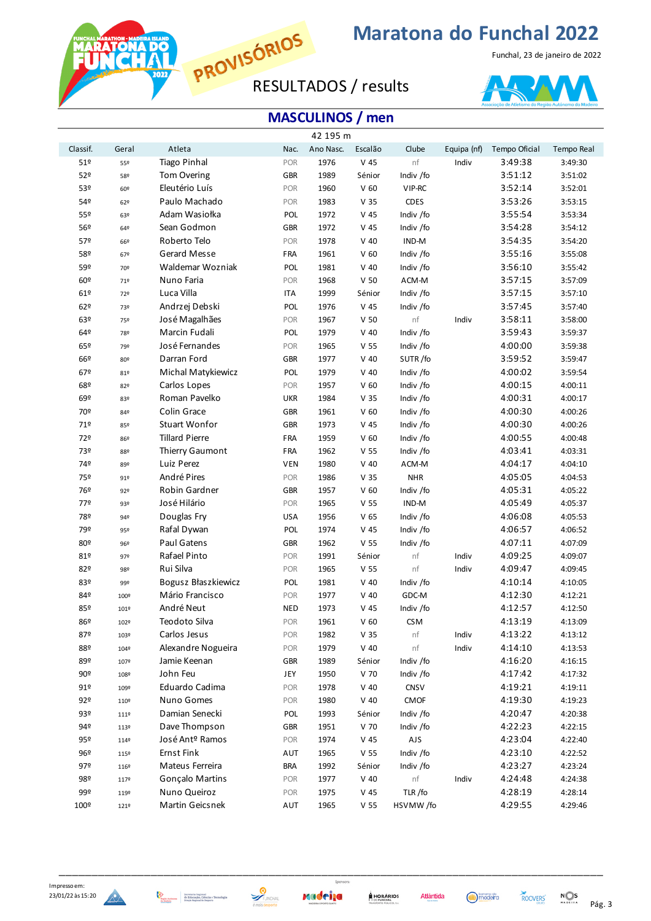# Maratona do Funchal 2022

PROVISÓRIOS

Funchal, 23 de janeiro de 2022

RESULTADOS / results

## MASCULINOS / men

42 195 m

| Classif. | Geral | Atleta | Nac. | Ano Nasc. | Escalão | Clube | Equipa (nf) | Tempo Oficial | Tempo Real |
|---|---|---|---|---|---|---|---|---|---|
| 51º | 55º | Tiago Pinhal | POR | 1976 | V 45 | nf | Indiv | 3:49:38 | 3:49:30 |
| 52º | 58º | Tom Overing | GBR | 1989 | Sénior | Indiv /fo | | 3:51:12 | 3:51:02 |
| 53º | 60º | Eleutério Luís | POR | 1960 | V 60 | VIP-RC | | 3:52:14 | 3:52:01 |
| 54º | 62º | Paulo Machado | POR | 1983 | V 35 | CDES | | 3:53:26 | 3:53:15 |
| 55º | 63º | Adam Wasiołka | POL | 1972 | V 45 | Indiv /fo | | 3:55:54 | 3:53:34 |
| 56º | 64º | Sean Godmon | GBR | 1972 | V 45 | Indiv /fo | | 3:54:28 | 3:54:12 |
| 57º | 66º | Roberto Telo | POR | 1978 | V 40 | IND-M | | 3:54:35 | 3:54:20 |
| 58º | 67º | Gerard Messe | FRA | 1961 | V 60 | Indiv /fo | | 3:55:16 | 3:55:08 |
| 59º | 70º | Waldemar Wozniak | POL | 1981 | V 40 | Indiv /fo | | 3:56:10 | 3:55:42 |
| 60º | 71º | Nuno Faria | POR | 1968 | V 50 | ACM-M | | 3:57:15 | 3:57:09 |
| 61º | 72º | Luca Villa | ITA | 1999 | Sénior | Indiv /fo | | 3:57:15 | 3:57:10 |
| 62º | 73º | Andrzej Debski | POL | 1976 | V 45 | Indiv /fo | | 3:57:45 | 3:57:40 |
| 63º | 75º | José Magalhães | POR | 1967 | V 50 | nf | Indiv | 3:58:11 | 3:58:00 |
| 64º | 78º | Marcin Fudali | POL | 1979 | V 40 | Indiv /fo | | 3:59:43 | 3:59:37 |
| 65º | 79º | José Fernandes | POR | 1965 | V 55 | Indiv /fo | | 4:00:00 | 3:59:38 |
| 66º | 80º | Darran Ford | GBR | 1977 | V 40 | SUTR /fo | | 3:59:52 | 3:59:47 |
| 67º | 81º | Michal Matykiewicz | POL | 1979 | V 40 | Indiv /fo | | 4:00:02 | 3:59:54 |
| 68º | 82º | Carlos Lopes | POR | 1957 | V 60 | Indiv /fo | | 4:00:15 | 4:00:11 |
| 69º | 83º | Roman Pavelko | UKR | 1984 | V 35 | Indiv /fo | | 4:00:31 | 4:00:17 |
| 70º | 84º | Colin Grace | GBR | 1961 | V 60 | Indiv /fo | | 4:00:30 | 4:00:26 |
| 71º | 85º | Stuart Wonfor | GBR | 1973 | V 45 | Indiv /fo | | 4:00:30 | 4:00:26 |
| 72º | 86º | Tillard Pierre | FRA | 1959 | V 60 | Indiv /fo | | 4:00:55 | 4:00:48 |
| 73º | 88º | Thierry Gaumont | FRA | 1962 | V 55 | Indiv /fo | | 4:03:41 | 4:03:31 |
| 74º | 89º | Luiz Perez | VEN | 1980 | V 40 | ACM-M | | 4:04:17 | 4:04:10 |
| 75º | 91º | André Pires | POR | 1986 | V 35 | NHR | | 4:05:05 | 4:04:53 |
| 76º | 92º | Robin Gardner | GBR | 1957 | V 60 | Indiv /fo | | 4:05:31 | 4:05:22 |
| 77º | 93º | José Hilário | POR | 1965 | V 55 | IND-M | | 4:05:49 | 4:05:37 |
| 78º | 94º | Douglas Fry | USA | 1956 | V 65 | Indiv /fo | | 4:06:08 | 4:05:53 |
| 79º | 95º | Rafal Dywan | POL | 1974 | V 45 | Indiv /fo | | 4:06:57 | 4:06:52 |
| 80º | 96º | Paul Gatens | GBR | 1962 | V 55 | Indiv /fo | | 4:07:11 | 4:07:09 |
| 81º | 97º | Rafael Pinto | POR | 1991 | Sénior | nf | Indiv | 4:09:25 | 4:09:07 |
| 82º | 98º | Rui Silva | POR | 1965 | V 55 | nf | Indiv | 4:09:47 | 4:09:45 |
| 83º | 99º | Bogusz Błaszkiewicz | POL | 1981 | V 40 | Indiv /fo | | 4:10:14 | 4:10:05 |
| 84º | 100º | Mário Francisco | POR | 1977 | V 40 | GDC-M | | 4:12:30 | 4:12:21 |
| 85º | 101º | André Neut | NED | 1973 | V 45 | Indiv /fo | | 4:12:57 | 4:12:50 |
| 86º | 102º | Teodoto Silva | POR | 1961 | V 60 | CSM | | 4:13:19 | 4:13:09 |
| 87º | 103º | Carlos Jesus | POR | 1982 | V 35 | nf | Indiv | 4:13:22 | 4:13:12 |
| 88º | 104º | Alexandre Nogueira | POR | 1979 | V 40 | nf | Indiv | 4:14:10 | 4:13:53 |
| 89º | 107º | Jamie Keenan | GBR | 1989 | Sénior | Indiv /fo | | 4:16:20 | 4:16:15 |
| 90º | 108º | John Feu | JEY | 1950 | V 70 | Indiv /fo | | 4:17:42 | 4:17:32 |
| 91º | 109º | Eduardo Cadima | POR | 1978 | V 40 | CNSV | | 4:19:21 | 4:19:11 |
| 92º | 110º | Nuno Gomes | POR | 1980 | V 40 | CMOF | | 4:19:30 | 4:19:23 |
| 93º | 111º | Damian Senecki | POL | 1993 | Sénior | Indiv /fo | | 4:20:47 | 4:20:38 |
| 94º | 113º | Dave Thompson | GBR | 1951 | V 70 | Indiv /fo | | 4:22:23 | 4:22:15 |
| 95º | 114º | José Antº Ramos | POR | 1974 | V 45 | AJS | | 4:23:04 | 4:22:40 |
| 96º | 115º | Ernst Fink | AUT | 1965 | V 55 | Indiv /fo | | 4:23:10 | 4:22:52 |
| 97º | 116º | Mateus Ferreira | BRA | 1992 | Sénior | Indiv /fo | | 4:23:27 | 4:23:24 |
| 98º | 117º | Gonçalo Martins | POR | 1977 | V 40 | nf | Indiv | 4:24:48 | 4:24:38 |
| 99º | 119º | Nuno Queiroz | POR | 1975 | V 45 | TLR /fo | | 4:28:19 | 4:28:14 |
| 100º | 121º | Martin Geicsnek | AUT | 1965 | V 55 | HSVMW /fo | | 4:29:55 | 4:29:46 |

Impresso em: 23/01/22 às 15:20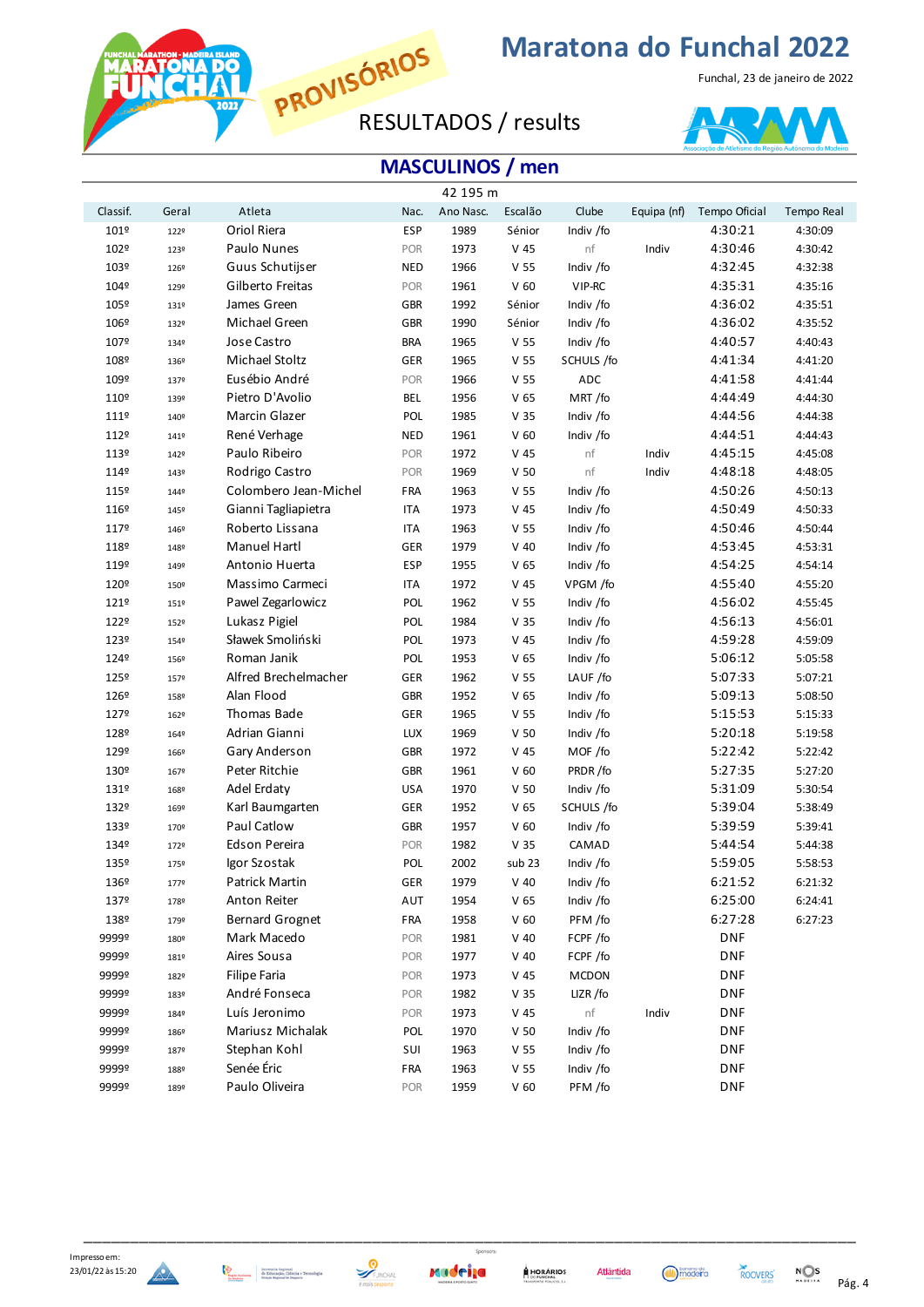# Maratona do Funchal 2022

Funchal, 23 de janeiro de 2022

PROVISÓRIOS

RESULTADOS / results

## MASCULINOS / men

42 195 m

| Classif. | Geral | Atleta | Nac. | Ano Nasc. | Escalão | Clube | Equipa (nf) | Tempo Oficial | Tempo Real |
|---|---|---|---|---|---|---|---|---|---|
| 101º | 122º | Oriol Riera | ESP | 1989 | Sénior | Indiv /fo | | 4:30:21 | 4:30:09 |
| 102º | 123º | Paulo Nunes | POR | 1973 | V 45 | nf | Indiv | 4:30:46 | 4:30:42 |
| 103º | 126º | Guus Schutijser | NED | 1966 | V 55 | Indiv /fo | | 4:32:45 | 4:32:38 |
| 104º | 129º | Gilberto Freitas | POR | 1961 | V 60 | VIP-RC | | 4:35:31 | 4:35:16 |
| 105º | 131º | James Green | GBR | 1992 | Sénior | Indiv /fo | | 4:36:02 | 4:35:51 |
| 106º | 132º | Michael Green | GBR | 1990 | Sénior | Indiv /fo | | 4:36:02 | 4:35:52 |
| 107º | 134º | Jose Castro | BRA | 1965 | V 55 | Indiv /fo | | 4:40:57 | 4:40:43 |
| 108º | 136º | Michael Stoltz | GER | 1965 | V 55 | SCHULS /fo | | 4:41:34 | 4:41:20 |
| 109º | 137º | Eusébio André | POR | 1966 | V 55 | ADC | | 4:41:58 | 4:41:44 |
| 110º | 139º | Pietro D'Avolio | BEL | 1956 | V 65 | MRT /fo | | 4:44:49 | 4:44:30 |
| 111º | 140º | Marcin Glazer | POL | 1985 | V 35 | Indiv /fo | | 4:44:56 | 4:44:38 |
| 112º | 141º | René Verhage | NED | 1961 | V 60 | Indiv /fo | | 4:44:51 | 4:44:43 |
| 113º | 142º | Paulo Ribeiro | POR | 1972 | V 45 | nf | Indiv | 4:45:15 | 4:45:08 |
| 114º | 143º | Rodrigo Castro | POR | 1969 | V 50 | nf | Indiv | 4:48:18 | 4:48:05 |
| 115º | 144º | Colombero Jean-Michel | FRA | 1963 | V 55 | Indiv /fo | | 4:50:26 | 4:50:13 |
| 116º | 145º | Gianni Tagliapietra | ITA | 1973 | V 45 | Indiv /fo | | 4:50:49 | 4:50:33 |
| 117º | 146º | Roberto Lissana | ITA | 1963 | V 55 | Indiv /fo | | 4:50:46 | 4:50:44 |
| 118º | 148º | Manuel Hartl | GER | 1979 | V 40 | Indiv /fo | | 4:53:45 | 4:53:31 |
| 119º | 149º | Antonio Huerta | ESP | 1955 | V 65 | Indiv /fo | | 4:54:25 | 4:54:14 |
| 120º | 150º | Massimo Carmeci | ITA | 1972 | V 45 | VPGM /fo | | 4:55:40 | 4:55:20 |
| 121º | 151º | Pawel Zegarlowicz | POL | 1962 | V 55 | Indiv /fo | | 4:56:02 | 4:55:45 |
| 122º | 152º | Lukasz Pigiel | POL | 1984 | V 35 | Indiv /fo | | 4:56:13 | 4:56:01 |
| 123º | 154º | Sławek Smoliński | POL | 1973 | V 45 | Indiv /fo | | 4:59:28 | 4:59:09 |
| 124º | 156º | Roman Janik | POL | 1953 | V 65 | Indiv /fo | | 5:06:12 | 5:05:58 |
| 125º | 157º | Alfred Brechelmacher | GER | 1962 | V 55 | LAUF /fo | | 5:07:33 | 5:07:21 |
| 126º | 158º | Alan Flood | GBR | 1952 | V 65 | Indiv /fo | | 5:09:13 | 5:08:50 |
| 127º | 162º | Thomas Bade | GER | 1965 | V 55 | Indiv /fo | | 5:15:53 | 5:15:33 |
| 128º | 164º | Adrian Gianni | LUX | 1969 | V 50 | Indiv /fo | | 5:20:18 | 5:19:58 |
| 129º | 166º | Gary Anderson | GBR | 1972 | V 45 | MOF /fo | | 5:22:42 | 5:22:42 |
| 130º | 167º | Peter Ritchie | GBR | 1961 | V 60 | PRDR /fo | | 5:27:35 | 5:27:20 |
| 131º | 168º | Adel Erdaty | USA | 1970 | V 50 | Indiv /fo | | 5:31:09 | 5:30:54 |
| 132º | 169º | Karl Baumgarten | GER | 1952 | V 65 | SCHULS /fo | | 5:39:04 | 5:38:49 |
| 133º | 170º | Paul Catlow | GBR | 1957 | V 60 | Indiv /fo | | 5:39:59 | 5:39:41 |
| 134º | 172º | Edson Pereira | POR | 1982 | V 35 | CAMAD | | 5:44:54 | 5:44:38 |
| 135º | 175º | Igor Szostak | POL | 2002 | sub 23 | Indiv /fo | | 5:59:05 | 5:58:53 |
| 136º | 177º | Patrick Martin | GER | 1979 | V 40 | Indiv /fo | | 6:21:52 | 6:21:32 |
| 137º | 178º | Anton Reiter | AUT | 1954 | V 65 | Indiv /fo | | 6:25:00 | 6:24:41 |
| 138º | 179º | Bernard Grognet | FRA | 1958 | V 60 | PFM /fo | | 6:27:28 | 6:27:23 |
| 9999º | 180º | Mark Macedo | POR | 1981 | V 40 | FCPF /fo | | DNF | |
| 9999º | 181º | Aires Sousa | POR | 1977 | V 40 | FCPF /fo | | DNF | |
| 9999º | 182º | Filipe Faria | POR | 1973 | V 45 | MCDON | | DNF | |
| 9999º | 183º | André Fonseca | POR | 1982 | V 35 | LIZR /fo | | DNF | |
| 9999º | 184º | Luís Jeronimo | POR | 1973 | V 45 | nf | Indiv | DNF | |
| 9999º | 186º | Mariusz Michalak | POL | 1970 | V 50 | Indiv /fo | | DNF | |
| 9999º | 187º | Stephan Kohl | SUI | 1963 | V 55 | Indiv /fo | | DNF | |
| 9999º | 188º | Senée Éric | FRA | 1963 | V 55 | Indiv /fo | | DNF | |
| 9999º | 189º | Paulo Oliveira | POR | 1959 | V 60 | PFM /fo | | DNF | |

Impresso em: 23/01/22 às 15:20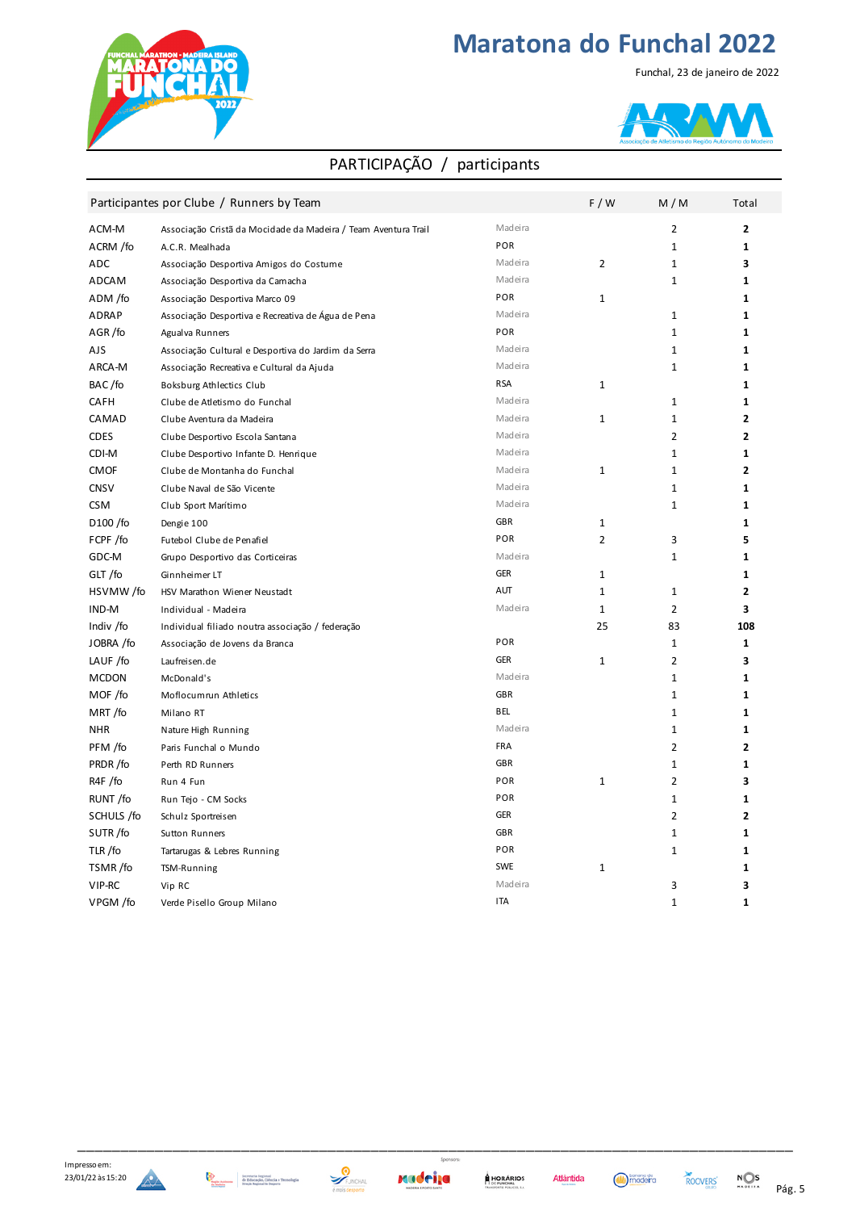# Maratona do Funchal 2022

Funchal, 23 de janeiro de 2022

## PARTICIPAÇÃO / participants

| Participantes por Clube / Runners by Team | | | F / W | M / M | Total |
|---|---|---|---|---|---|
| ACM-M | Associação Cristã da Mocidade da Madeira / Team Aventura Trail | Madeira | | 2 | **2** |
| ACRM /fo | A.C.R. Mealhada | POR | | 1 | **1** |
| ADC | Associação Desportiva Amigos do Costume | Madeira | 2 | 1 | **3** |
| ADCAM | Associação Desportiva da Camacha | Madeira | | 1 | **1** |
| ADM /fo | Associação Desportiva Marco 09 | POR | 1 | | **1** |
| ADRAP | Associação Desportiva e Recreativa de Água de Pena | Madeira | | 1 | **1** |
| AGR /fo | Agualva Runners | POR | | 1 | **1** |
| AJS | Associação Cultural e Desportiva do Jardim da Serra | Madeira | | 1 | **1** |
| ARCA-M | Associação Recreativa e Cultural da Ajuda | Madeira | | 1 | **1** |
| BAC /fo | Boksburg Athlectics Club | RSA | 1 | | **1** |
| CAFH | Clube de Atletismo do Funchal | Madeira | | 1 | **1** |
| CAMAD | Clube Aventura da Madeira | Madeira | 1 | 1 | **2** |
| CDES | Clube Desportivo Escola Santana | Madeira | | 2 | **2** |
| CDI-M | Clube Desportivo Infante D. Henrique | Madeira | | 1 | **1** |
| CMOF | Clube de Montanha do Funchal | Madeira | 1 | 1 | **2** |
| CNSV | Clube Naval de São Vicente | Madeira | | 1 | **1** |
| CSM | Club Sport Marítimo | Madeira | | 1 | **1** |
| D100 /fo | Dengie 100 | GBR | 1 | | **1** |
| FCPF /fo | Futebol Clube de Penafiel | POR | 2 | 3 | **5** |
| GDC-M | Grupo Desportivo das Corticeiras | Madeira | | 1 | **1** |
| GLT /fo | Ginnheimer LT | GER | 1 | | **1** |
| HSVMW /fo | HSV Marathon Wiener Neustadt | AUT | 1 | 1 | **2** |
| IND-M | Individual - Madeira | Madeira | 1 | 2 | **3** |
| Indiv /fo | Individual filiado noutra associação / federação | | 25 | 83 | **108** |
| JOBRA /fo | Associação de Jovens da Branca | POR | | 1 | **1** |
| LAUF /fo | Laufreisen.de | GER | 1 | 2 | **3** |
| MCDON | McDonald's | Madeira | | 1 | **1** |
| MOF /fo | Moflocumrun Athletics | GBR | | 1 | **1** |
| MRT /fo | Milano RT | BEL | | 1 | **1** |
| NHR | Nature High Running | Madeira | | 1 | **1** |
| PFM /fo | Paris Funchal o Mundo | FRA | | 2 | **2** |
| PRDR /fo | Perth RD Runners | GBR | | 1 | **1** |
| R4F /fo | Run 4 Fun | POR | 1 | 2 | **3** |
| RUNT /fo | Run Tejo - CM Socks | POR | | 1 | **1** |
| SCHULS /fo | Schulz Sportreisen | GER | | 2 | **2** |
| SUTR /fo | Sutton Runners | GBR | | 1 | **1** |
| TLR /fo | Tartarugas & Lebres Running | POR | | 1 | **1** |
| TSMR /fo | TSM-Running | SWE | 1 | | **1** |
| VIP-RC | Vip RC | Madeira | | 3 | **3** |
| VPGM /fo | Verde Pisello Group Milano | ITA | | 1 | **1** |

Impresso em: 23/01/22 às 15:20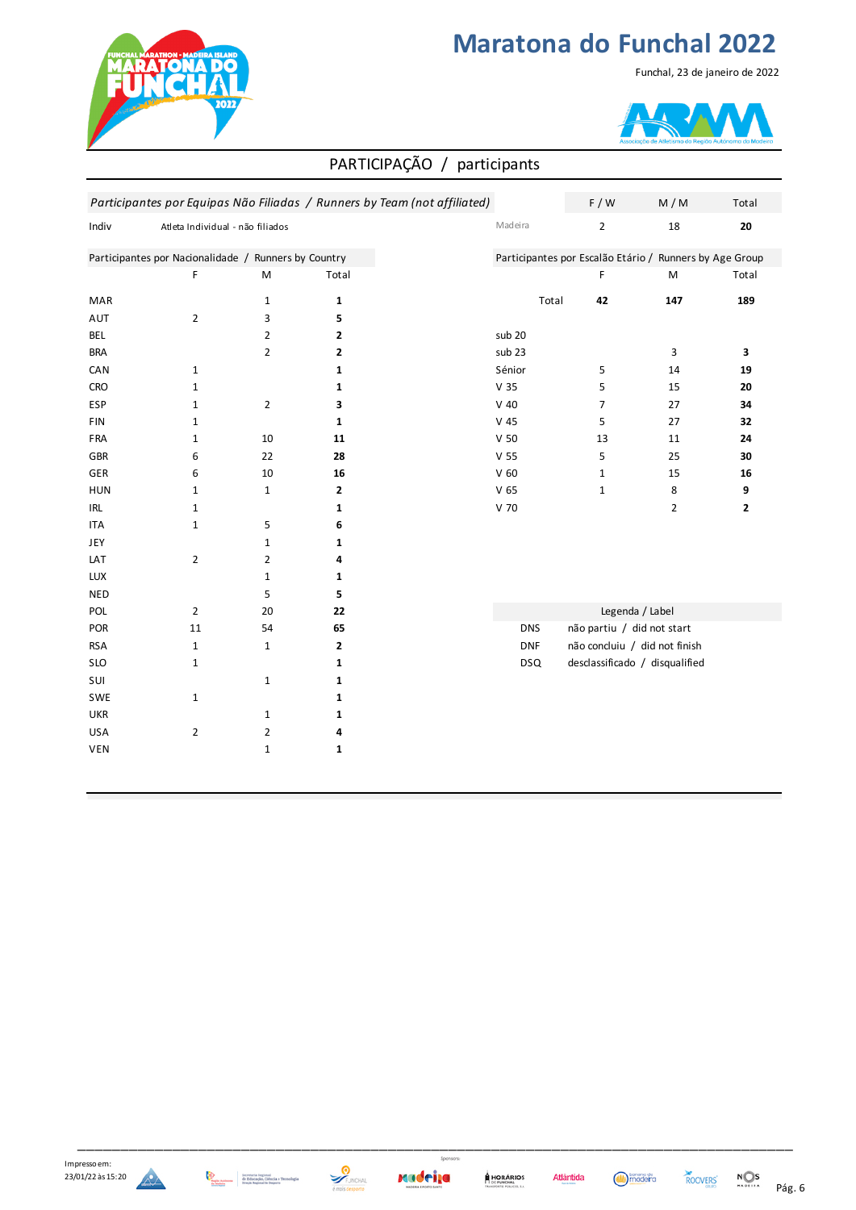# Maratona do Funchal 2022

Funchal, 23 de janeiro de 2022

## PARTICIPAÇÃO / participants

*Participantes por Equipas Não Filiadas / Runners by Team (not affiliated)*

| | | | F / W | M / M | Total |
|---|---|---|---|---|---|
| Indiv | Atleta Individual - não filiados | Madeira | 2 | 18 | **20** |

Participantes por Nacionalidade / Runners by Country

| | F | M | Total |
|---|---|---|---|
| MAR | | 1 | **1** |
| AUT | 2 | 3 | **5** |
| BEL | | 2 | **2** |
| BRA | | 2 | **2** |
| CAN | 1 | | **1** |
| CRO | 1 | | **1** |
| ESP | 1 | 2 | **3** |
| FIN | 1 | | **1** |
| FRA | 1 | 10 | **11** |
| GBR | 6 | 22 | **28** |
| GER | 6 | 10 | **16** |
| HUN | 1 | 1 | **2** |
| IRL | 1 | | **1** |
| ITA | 1 | 5 | **6** |
| JEY | | 1 | **1** |
| LAT | 2 | 2 | **4** |
| LUX | | 1 | **1** |
| NED | | 5 | **5** |
| POL | 2 | 20 | **22** |
| POR | 11 | 54 | **65** |
| RSA | 1 | 1 | **2** |
| SLO | 1 | | **1** |
| SUI | | 1 | **1** |
| SWE | 1 | | **1** |
| UKR | | 1 | **1** |
| USA | 2 | 2 | **4** |
| VEN | | 1 | **1** |

Participantes por Escalão Etário / Runners by Age Group

| | F | M | Total |
|---|---|---|---|
| Total | **42** | **147** | **189** |
| sub 20 | | | |
| sub 23 | | 3 | **3** |
| Sénior | 5 | 14 | **19** |
| V 35 | 5 | 15 | **20** |
| V 40 | 7 | 27 | **34** |
| V 45 | 5 | 27 | **32** |
| V 50 | 13 | 11 | **24** |
| V 55 | 5 | 25 | **30** |
| V 60 | 1 | 15 | **16** |
| V 65 | 1 | 8 | **9** |
| V 70 | | 2 | **2** |

Legenda / Label

| | |
|---|---|
| DNS | não partiu / did not start |
| DNF | não concluiu / did not finish |
| DSQ | desclassificado / disqualified |

Impresso em: 23/01/22 às 15:20

Sponsors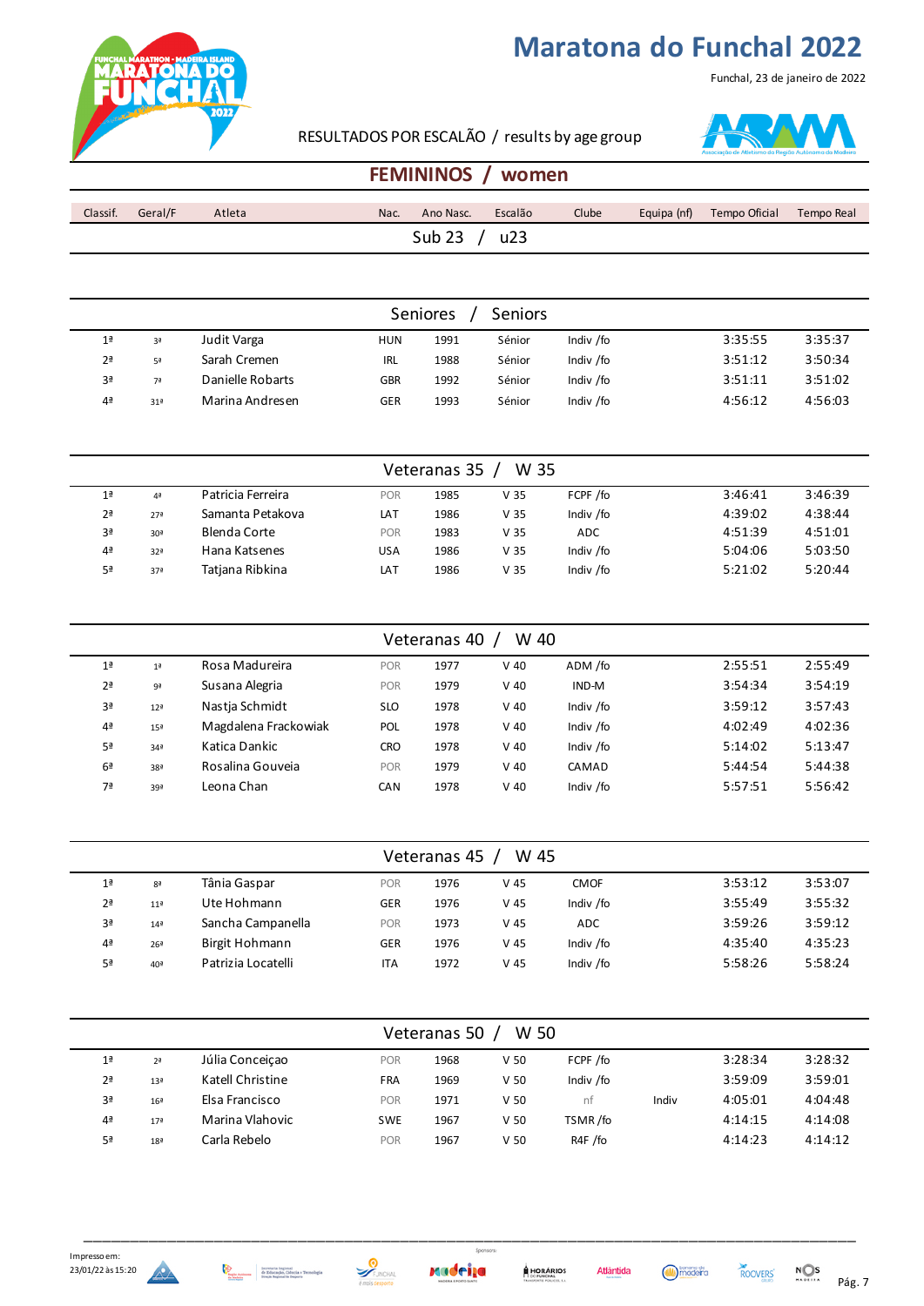# Maratona do Funchal 2022

Funchal, 23 de janeiro de 2022

RESULTADOS POR ESCALÃO / results by age group

## FEMININOS / women

| Classif. | Geral/F | Atleta | Nac. | Ano Nasc. | Escalão | Clube | Equipa (nf) | Tempo Oficial | Tempo Real |
|---|---|---|---|---|---|---|---|---|---|
| | | **Sub 23 / u23** | | | | | | | |
| | | **Seniores / Seniors** | | | | | | | |
| 1ª | 3ª | Judit Varga | HUN | 1991 | Sénior | Indiv /fo | | 3:35:55 | 3:35:37 |
| 2ª | 5ª | Sarah Cremen | IRL | 1988 | Sénior | Indiv /fo | | 3:51:12 | 3:50:34 |
| 3ª | 7ª | Danielle Robarts | GBR | 1992 | Sénior | Indiv /fo | | 3:51:11 | 3:51:02 |
| 4ª | 31ª | Marina Andresen | GER | 1993 | Sénior | Indiv /fo | | 4:56:12 | 4:56:03 |
| | | **Veteranas 35 / W 35** | | | | | | | |
| 1ª | 4ª | Patricia Ferreira | POR | 1985 | V 35 | FCPF /fo | | 3:46:41 | 3:46:39 |
| 2ª | 27ª | Samanta Petakova | LAT | 1986 | V 35 | Indiv /fo | | 4:39:02 | 4:38:44 |
| 3ª | 30ª | Blenda Corte | POR | 1983 | V 35 | ADC | | 4:51:39 | 4:51:01 |
| 4ª | 32ª | Hana Katsenes | USA | 1986 | V 35 | Indiv /fo | | 5:04:06 | 5:03:50 |
| 5ª | 37ª | Tatjana Ribkina | LAT | 1986 | V 35 | Indiv /fo | | 5:21:02 | 5:20:44 |
| | | **Veteranas 40 / W 40** | | | | | | | |
| 1ª | 1ª | Rosa Madureira | POR | 1977 | V 40 | ADM /fo | | 2:55:51 | 2:55:49 |
| 2ª | 9ª | Susana Alegria | POR | 1979 | V 40 | IND-M | | 3:54:34 | 3:54:19 |
| 3ª | 12ª | Nastja Schmidt | SLO | 1978 | V 40 | Indiv /fo | | 3:59:12 | 3:57:43 |
| 4ª | 15ª | Magdalena Frackowiak | POL | 1978 | V 40 | Indiv /fo | | 4:02:49 | 4:02:36 |
| 5ª | 34ª | Katica Dankic | CRO | 1978 | V 40 | Indiv /fo | | 5:14:02 | 5:13:47 |
| 6ª | 38ª | Rosalina Gouveia | POR | 1979 | V 40 | CAMAD | | 5:44:54 | 5:44:38 |
| 7ª | 39ª | Leona Chan | CAN | 1978 | V 40 | Indiv /fo | | 5:57:51 | 5:56:42 |
| | | **Veteranas 45 / W 45** | | | | | | | |
| 1ª | 8ª | Tânia Gaspar | POR | 1976 | V 45 | CMOF | | 3:53:12 | 3:53:07 |
| 2ª | 11ª | Ute Hohmann | GER | 1976 | V 45 | Indiv /fo | | 3:55:49 | 3:55:32 |
| 3ª | 14ª | Sancha Campanella | POR | 1973 | V 45 | ADC | | 3:59:26 | 3:59:12 |
| 4ª | 26ª | Birgit Hohmann | GER | 1976 | V 45 | Indiv /fo | | 4:35:40 | 4:35:23 |
| 5ª | 40ª | Patrizia Locatelli | ITA | 1972 | V 45 | Indiv /fo | | 5:58:26 | 5:58:24 |
| | | **Veteranas 50 / W 50** | | | | | | | |
| 1ª | 2ª | Júlia Conceiçao | POR | 1968 | V 50 | FCPF /fo | | 3:28:34 | 3:28:32 |
| 2ª | 13ª | Katell Christine | FRA | 1969 | V 50 | Indiv /fo | | 3:59:09 | 3:59:01 |
| 3ª | 16ª | Elsa Francisco | POR | 1971 | V 50 | nf | Indiv | 4:05:01 | 4:04:48 |
| 4ª | 17ª | Marina Vlahovic | SWE | 1967 | V 50 | TSMR /fo | | 4:14:15 | 4:14:08 |
| 5ª | 18ª | Carla Rebelo | POR | 1967 | V 50 | R4F /fo | | 4:14:23 | 4:14:12 |

Impresso em: 23/01/22 às 15:20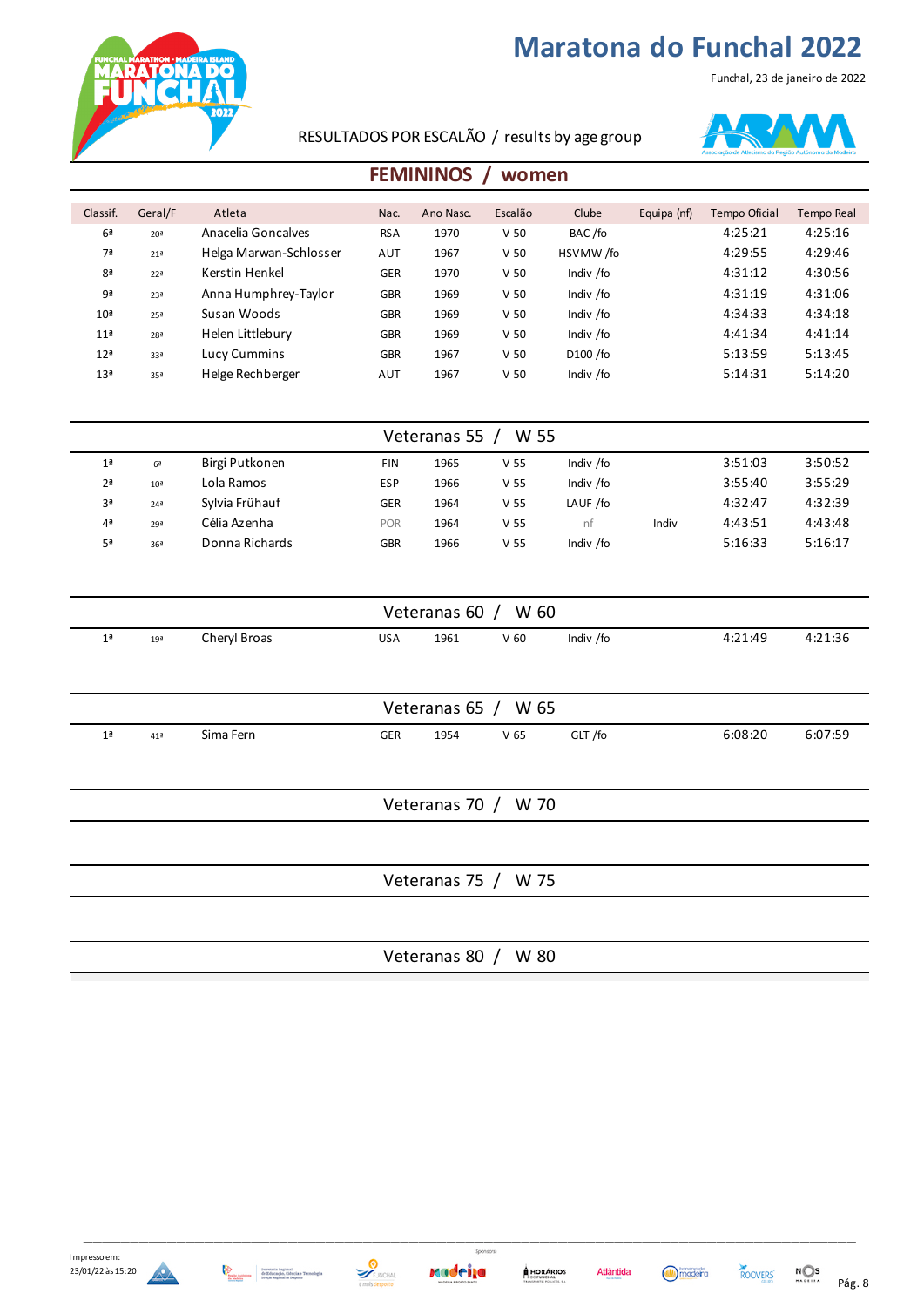# Maratona do Funchal 2022

Funchal, 23 de janeiro de 2022

RESULTADOS POR ESCALÃO / results by age group

## FEMININOS / women

| Classif. | Geral/F | Atleta | Nac. | Ano Nasc. | Escalão | Clube | Equipa (nf) | Tempo Oficial | Tempo Real |
|---|---|---|---|---|---|---|---|---|---|
| 6ª | 20ª | Anacelia Goncalves | RSA | 1970 | V 50 | BAC /fo | | 4:25:21 | 4:25:16 |
| 7ª | 21ª | Helga Marwan-Schlosser | AUT | 1967 | V 50 | HSVMW /fo | | 4:29:55 | 4:29:46 |
| 8ª | 22ª | Kerstin Henkel | GER | 1970 | V 50 | Indiv /fo | | 4:31:12 | 4:30:56 |
| 9ª | 23ª | Anna Humphrey-Taylor | GBR | 1969 | V 50 | Indiv /fo | | 4:31:19 | 4:31:06 |
| 10ª | 25ª | Susan Woods | GBR | 1969 | V 50 | Indiv /fo | | 4:34:33 | 4:34:18 |
| 11ª | 28ª | Helen Littlebury | GBR | 1969 | V 50 | Indiv /fo | | 4:41:34 | 4:41:14 |
| 12ª | 33ª | Lucy Cummins | GBR | 1967 | V 50 | D100 /fo | | 5:13:59 | 5:13:45 |
| 13ª | 35ª | Helge Rechberger | AUT | 1967 | V 50 | Indiv /fo | | 5:14:31 | 5:14:20 |

### Veteranas 55 / W 55

| Classif. | Geral/F | Atleta | Nac. | Ano Nasc. | Escalão | Clube | Equipa (nf) | Tempo Oficial | Tempo Real |
|---|---|---|---|---|---|---|---|---|---|
| 1ª | 6ª | Birgi Putkonen | FIN | 1965 | V 55 | Indiv /fo | | 3:51:03 | 3:50:52 |
| 2ª | 10ª | Lola Ramos | ESP | 1966 | V 55 | Indiv /fo | | 3:55:40 | 3:55:29 |
| 3ª | 24ª | Sylvia Frühauf | GER | 1964 | V 55 | LAUF /fo | | 4:32:47 | 4:32:39 |
| 4ª | 29ª | Célia Azenha | POR | 1964 | V 55 | nf | Indiv | 4:43:51 | 4:43:48 |
| 5ª | 36ª | Donna Richards | GBR | 1966 | V 55 | Indiv /fo | | 5:16:33 | 5:16:17 |

### Veteranas 60 / W 60

| Classif. | Geral/F | Atleta | Nac. | Ano Nasc. | Escalão | Clube | Equipa (nf) | Tempo Oficial | Tempo Real |
|---|---|---|---|---|---|---|---|---|---|
| 1ª | 19ª | Cheryl Broas | USA | 1961 | V 60 | Indiv /fo | | 4:21:49 | 4:21:36 |

### Veteranas 65 / W 65

| Classif. | Geral/F | Atleta | Nac. | Ano Nasc. | Escalão | Clube | Equipa (nf) | Tempo Oficial | Tempo Real |
|---|---|---|---|---|---|---|---|---|---|
| 1ª | 41ª | Sima Fern | GER | 1954 | V 65 | GLT /fo | | 6:08:20 | 6:07:59 |

### Veteranas 70 / W 70

### Veteranas 75 / W 75

### Veteranas 80 / W 80

Impresso em: 23/01/22 às 15:20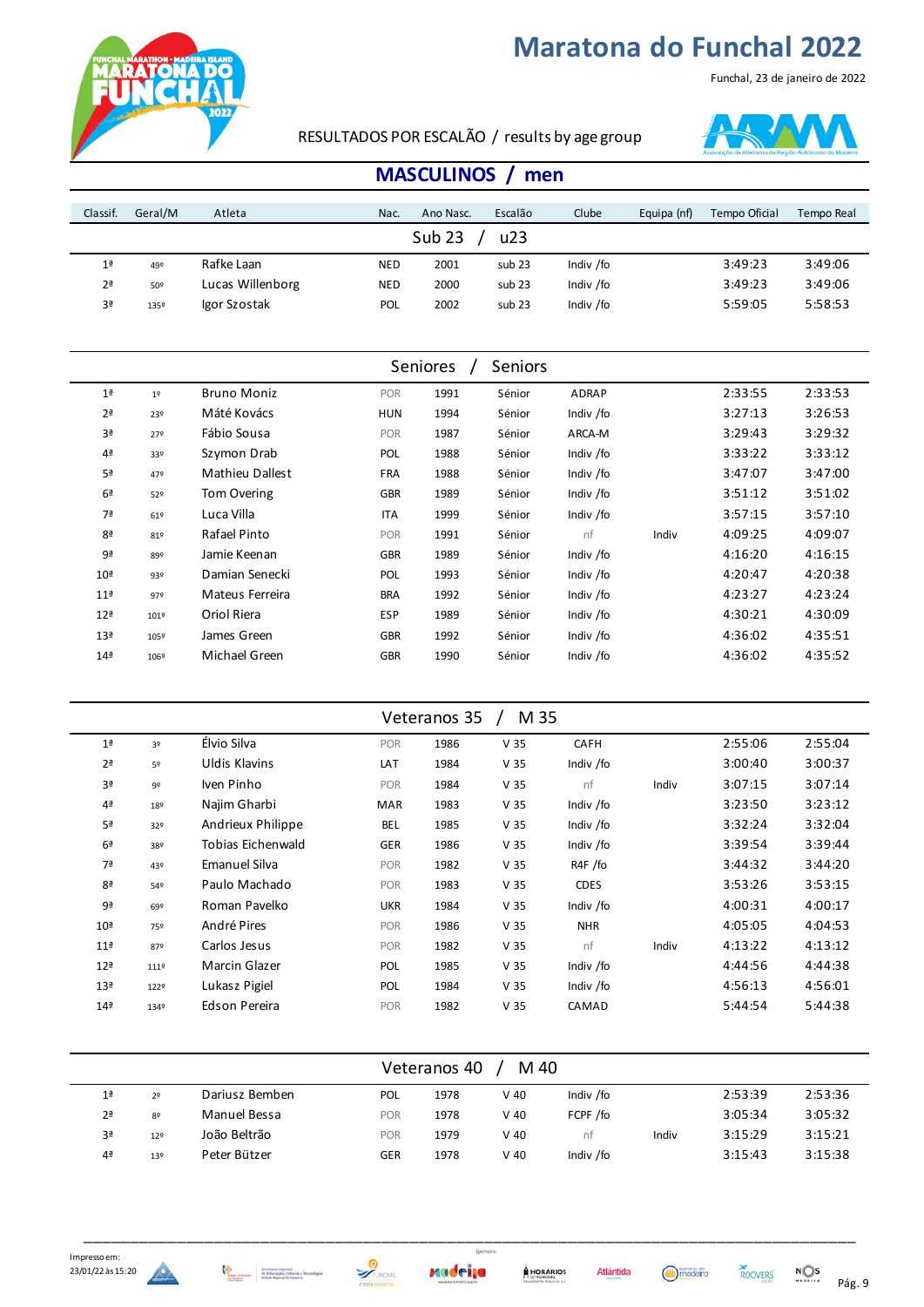# Maratona do Funchal 2022

Funchal, 23 de janeiro de 2022

RESULTADOS POR ESCALÃO / results by age group

## MASCULINOS / men

| Classif. | Geral/M | Atleta | Nac. | Ano Nasc. | Escalão | Clube | Equipa (nf) | Tempo Oficial | Tempo Real |
|---|---|---|---|---|---|---|---|---|---|
| | | **Sub 23 / u23** | | | | | | | |
| 1ª | 49º | Rafke Laan | NED | 2001 | sub 23 | Indiv /fo | | 3:49:23 | 3:49:06 |
| 2ª | 50º | Lucas Willenborg | NED | 2000 | sub 23 | Indiv /fo | | 3:49:23 | 3:49:06 |
| 3ª | 135º | Igor Szostak | POL | 2002 | sub 23 | Indiv /fo | | 5:59:05 | 5:58:53 |
| | | **Seniores / Seniors** | | | | | | | |
| 1ª | 1º | Bruno Moniz | POR | 1991 | Sénior | ADRAP | | 2:33:55 | 2:33:53 |
| 2ª | 23º | Máté Kovács | HUN | 1994 | Sénior | Indiv /fo | | 3:27:13 | 3:26:53 |
| 3ª | 27º | Fábio Sousa | POR | 1987 | Sénior | ARCA-M | | 3:29:43 | 3:29:32 |
| 4ª | 33º | Szymon Drab | POL | 1988 | Sénior | Indiv /fo | | 3:33:22 | 3:33:12 |
| 5ª | 47º | Mathieu Dallest | FRA | 1988 | Sénior | Indiv /fo | | 3:47:07 | 3:47:00 |
| 6ª | 52º | Tom Overing | GBR | 1989 | Sénior | Indiv /fo | | 3:51:12 | 3:51:02 |
| 7ª | 61º | Luca Villa | ITA | 1999 | Sénior | Indiv /fo | | 3:57:15 | 3:57:10 |
| 8ª | 81º | Rafael Pinto | POR | 1991 | Sénior | nf | Indiv | 4:09:25 | 4:09:07 |
| 9ª | 89º | Jamie Keenan | GBR | 1989 | Sénior | Indiv /fo | | 4:16:20 | 4:16:15 |
| 10ª | 93º | Damian Senecki | POL | 1993 | Sénior | Indiv /fo | | 4:20:47 | 4:20:38 |
| 11ª | 97º | Mateus Ferreira | BRA | 1992 | Sénior | Indiv /fo | | 4:23:27 | 4:23:24 |
| 12ª | 101º | Oriol Riera | ESP | 1989 | Sénior | Indiv /fo | | 4:30:21 | 4:30:09 |
| 13ª | 105º | James Green | GBR | 1992 | Sénior | Indiv /fo | | 4:36:02 | 4:35:51 |
| 14ª | 106º | Michael Green | GBR | 1990 | Sénior | Indiv /fo | | 4:36:02 | 4:35:52 |
| | | **Veteranos 35 / M 35** | | | | | | | |
| 1ª | 3º | Élvio Silva | POR | 1986 | V 35 | CAFH | | 2:55:06 | 2:55:04 |
| 2ª | 5º | Uldis Klavins | LAT | 1984 | V 35 | Indiv /fo | | 3:00:40 | 3:00:37 |
| 3ª | 9º | Iven Pinho | POR | 1984 | V 35 | nf | Indiv | 3:07:15 | 3:07:14 |
| 4ª | 18º | Najim Gharbi | MAR | 1983 | V 35 | Indiv /fo | | 3:23:50 | 3:23:12 |
| 5ª | 32º | Andrieux Philippe | BEL | 1985 | V 35 | Indiv /fo | | 3:32:24 | 3:32:04 |
| 6ª | 38º | Tobias Eichenwald | GER | 1986 | V 35 | Indiv /fo | | 3:39:54 | 3:39:44 |
| 7ª | 43º | Emanuel Silva | POR | 1982 | V 35 | R4F /fo | | 3:44:32 | 3:44:20 |
| 8ª | 54º | Paulo Machado | POR | 1983 | V 35 | CDES | | 3:53:26 | 3:53:15 |
| 9ª | 69º | Roman Pavelko | UKR | 1984 | V 35 | Indiv /fo | | 4:00:31 | 4:00:17 |
| 10ª | 75º | André Pires | POR | 1986 | V 35 | NHR | | 4:05:05 | 4:04:53 |
| 11ª | 87º | Carlos Jesus | POR | 1982 | V 35 | nf | Indiv | 4:13:22 | 4:13:12 |
| 12ª | 111º | Marcin Glazer | POL | 1985 | V 35 | Indiv /fo | | 4:44:56 | 4:44:38 |
| 13ª | 122º | Lukasz Pigiel | POL | 1984 | V 35 | Indiv /fo | | 4:56:13 | 4:56:01 |
| 14ª | 134º | Edson Pereira | POR | 1982 | V 35 | CAMAD | | 5:44:54 | 5:44:38 |
| | | **Veteranos 40 / M 40** | | | | | | | |
| 1ª | 2º | Dariusz Bemben | POL | 1978 | V 40 | Indiv /fo | | 2:53:39 | 2:53:36 |
| 2ª | 8º | Manuel Bessa | POR | 1978 | V 40 | FCPF /fo | | 3:05:34 | 3:05:32 |
| 3ª | 12º | João Beltrão | POR | 1979 | V 40 | nf | Indiv | 3:15:29 | 3:15:21 |
| 4ª | 13º | Peter Bützer | GER | 1978 | V 40 | Indiv /fo | | 3:15:43 | 3:15:38 |

Impresso em: 23/01/22 às 15:20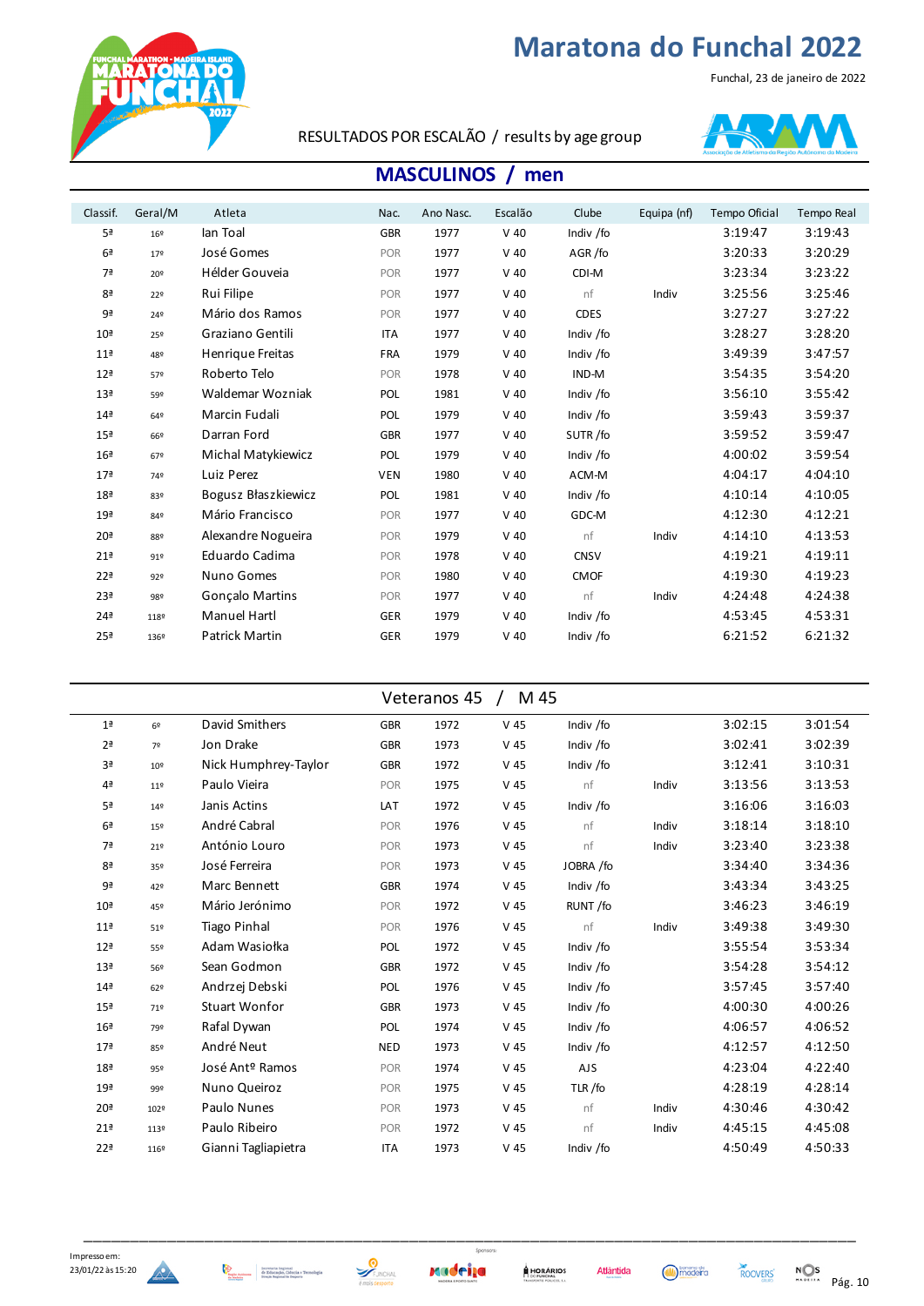# Maratona do Funchal 2022

Funchal, 23 de janeiro de 2022

RESULTADOS POR ESCALÃO / results by age group

## MASCULINOS / men

| Classif. | Geral/M | Atleta | Nac. | Ano Nasc. | Escalão | Clube | Equipa (nf) | Tempo Oficial | Tempo Real |
|---|---|---|---|---|---|---|---|---|---|
| 5ª | 16º | Ian Toal | GBR | 1977 | V 40 | Indiv /fo | | 3:19:47 | 3:19:43 |
| 6ª | 17º | José Gomes | POR | 1977 | V 40 | AGR /fo | | 3:20:33 | 3:20:29 |
| 7ª | 20º | Hélder Gouveia | POR | 1977 | V 40 | CDI-M | | 3:23:34 | 3:23:22 |
| 8ª | 22º | Rui Filipe | POR | 1977 | V 40 | nf | Indiv | 3:25:56 | 3:25:46 |
| 9ª | 24º | Mário dos Ramos | POR | 1977 | V 40 | CDES | | 3:27:27 | 3:27:22 |
| 10ª | 25º | Graziano Gentili | ITA | 1977 | V 40 | Indiv /fo | | 3:28:27 | 3:28:20 |
| 11ª | 48º | Henrique Freitas | FRA | 1979 | V 40 | Indiv /fo | | 3:49:39 | 3:47:57 |
| 12ª | 57º | Roberto Telo | POR | 1978 | V 40 | IND-M | | 3:54:35 | 3:54:20 |
| 13ª | 59º | Waldemar Wozniak | POL | 1981 | V 40 | Indiv /fo | | 3:56:10 | 3:55:42 |
| 14ª | 64º | Marcin Fudali | POL | 1979 | V 40 | Indiv /fo | | 3:59:43 | 3:59:37 |
| 15ª | 66º | Darran Ford | GBR | 1977 | V 40 | SUTR /fo | | 3:59:52 | 3:59:47 |
| 16ª | 67º | Michal Matykiewicz | POL | 1979 | V 40 | Indiv /fo | | 4:00:02 | 3:59:54 |
| 17ª | 74º | Luiz Perez | VEN | 1980 | V 40 | ACM-M | | 4:04:17 | 4:04:10 |
| 18ª | 83º | Bogusz Błaszkiewicz | POL | 1981 | V 40 | Indiv /fo | | 4:10:14 | 4:10:05 |
| 19ª | 84º | Mário Francisco | POR | 1977 | V 40 | GDC-M | | 4:12:30 | 4:12:21 |
| 20ª | 88º | Alexandre Nogueira | POR | 1979 | V 40 | nf | Indiv | 4:14:10 | 4:13:53 |
| 21ª | 91º | Eduardo Cadima | POR | 1978 | V 40 | CNSV | | 4:19:21 | 4:19:11 |
| 22ª | 92º | Nuno Gomes | POR | 1980 | V 40 | CMOF | | 4:19:30 | 4:19:23 |
| 23ª | 98º | Gonçalo Martins | POR | 1977 | V 40 | nf | Indiv | 4:24:48 | 4:24:38 |
| 24ª | 118º | Manuel Hartl | GER | 1979 | V 40 | Indiv /fo | | 4:53:45 | 4:53:31 |
| 25ª | 136º | Patrick Martin | GER | 1979 | V 40 | Indiv /fo | | 6:21:52 | 6:21:32 |

### Veteranos 45 / M 45

| Classif. | Geral/M | Atleta | Nac. | Ano Nasc. | Escalão | Clube | Equipa (nf) | Tempo Oficial | Tempo Real |
|---|---|---|---|---|---|---|---|---|---|
| 1ª | 6º | David Smithers | GBR | 1972 | V 45 | Indiv /fo | | 3:02:15 | 3:01:54 |
| 2ª | 7º | Jon Drake | GBR | 1973 | V 45 | Indiv /fo | | 3:02:41 | 3:02:39 |
| 3ª | 10º | Nick Humphrey-Taylor | GBR | 1972 | V 45 | Indiv /fo | | 3:12:41 | 3:10:31 |
| 4ª | 11º | Paulo Vieira | POR | 1975 | V 45 | nf | Indiv | 3:13:56 | 3:13:53 |
| 5ª | 14º | Janis Actins | LAT | 1972 | V 45 | Indiv /fo | | 3:16:06 | 3:16:03 |
| 6ª | 15º | André Cabral | POR | 1976 | V 45 | nf | Indiv | 3:18:14 | 3:18:10 |
| 7ª | 21º | António Louro | POR | 1973 | V 45 | nf | Indiv | 3:23:40 | 3:23:38 |
| 8ª | 35º | José Ferreira | POR | 1973 | V 45 | JOBRA /fo | | 3:34:40 | 3:34:36 |
| 9ª | 42º | Marc Bennett | GBR | 1974 | V 45 | Indiv /fo | | 3:43:34 | 3:43:25 |
| 10ª | 45º | Mário Jerónimo | POR | 1972 | V 45 | RUNT /fo | | 3:46:23 | 3:46:19 |
| 11ª | 51º | Tiago Pinhal | POR | 1976 | V 45 | nf | Indiv | 3:49:38 | 3:49:30 |
| 12ª | 55º | Adam Wasiołka | POL | 1972 | V 45 | Indiv /fo | | 3:55:54 | 3:53:34 |
| 13ª | 56º | Sean Godmon | GBR | 1972 | V 45 | Indiv /fo | | 3:54:28 | 3:54:12 |
| 14ª | 62º | Andrzej Debski | POL | 1976 | V 45 | Indiv /fo | | 3:57:45 | 3:57:40 |
| 15ª | 71º | Stuart Wonfor | GBR | 1973 | V 45 | Indiv /fo | | 4:00:30 | 4:00:26 |
| 16ª | 79º | Rafal Dywan | POL | 1974 | V 45 | Indiv /fo | | 4:06:57 | 4:06:52 |
| 17ª | 85º | André Neut | NED | 1973 | V 45 | Indiv /fo | | 4:12:57 | 4:12:50 |
| 18ª | 95º | José Antº Ramos | POR | 1974 | V 45 | AJS | | 4:23:04 | 4:22:40 |
| 19ª | 99º | Nuno Queiroz | POR | 1975 | V 45 | TLR /fo | | 4:28:19 | 4:28:14 |
| 20ª | 102º | Paulo Nunes | POR | 1973 | V 45 | nf | Indiv | 4:30:46 | 4:30:42 |
| 21ª | 113º | Paulo Ribeiro | POR | 1972 | V 45 | nf | Indiv | 4:45:15 | 4:45:08 |
| 22ª | 116º | Gianni Tagliapietra | ITA | 1973 | V 45 | Indiv /fo | | 4:50:49 | 4:50:33 |

Impresso em: 23/01/22 às 15:20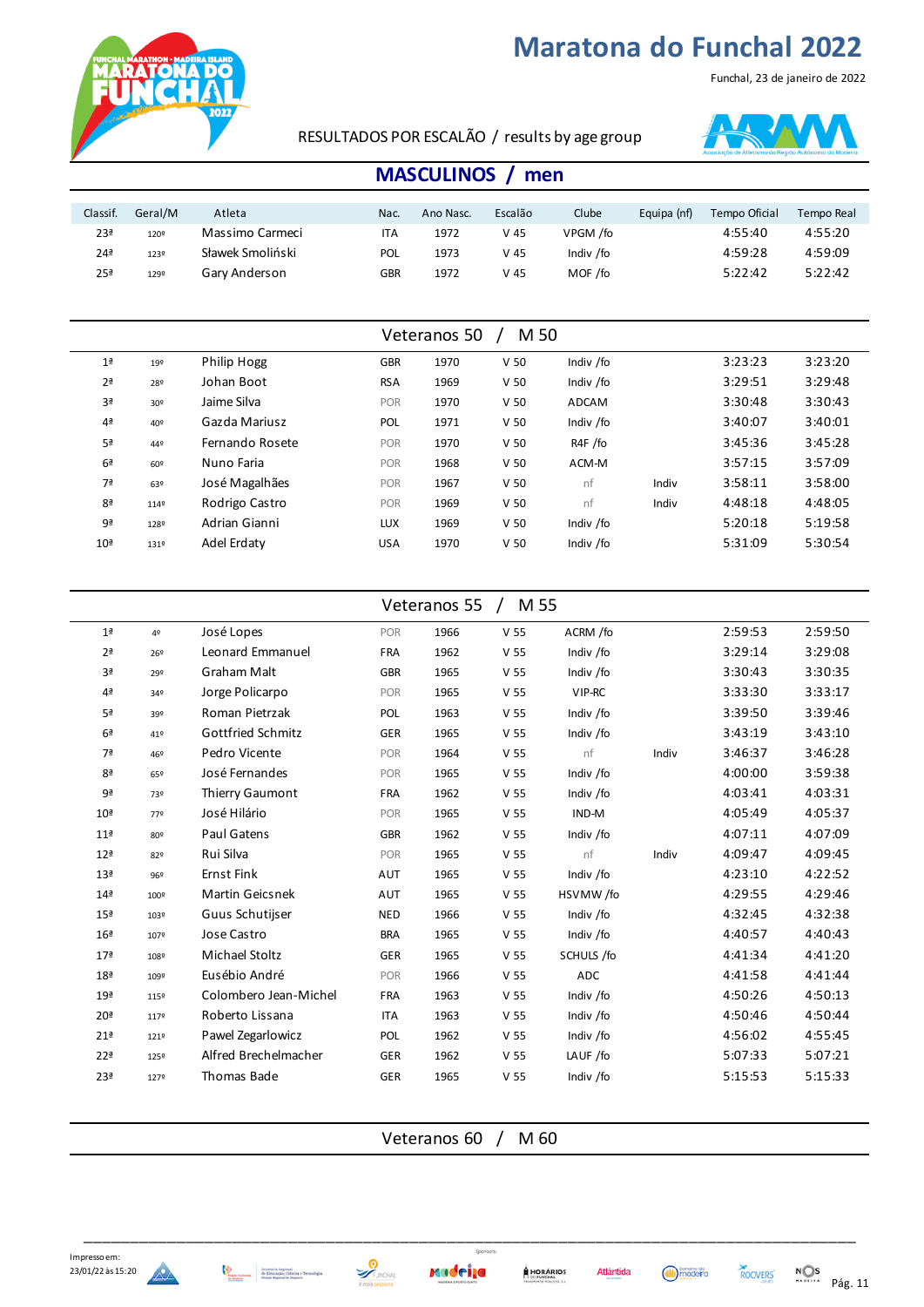# Maratona do Funchal 2022

Funchal, 23 de janeiro de 2022

RESULTADOS POR ESCALÃO / results by age group

## MASCULINOS / men

| Classif. | Geral/M | Atleta | Nac. | Ano Nasc. | Escalão | Clube | Equipa (nf) | Tempo Oficial | Tempo Real |
|---|---|---|---|---|---|---|---|---|---|
| 23ª | 120º | Massimo Carmeci | ITA | 1972 | V 45 | VPGM /fo | | 4:55:40 | 4:55:20 |
| 24ª | 123º | Sławek Smoliński | POL | 1973 | V 45 | Indiv /fo | | 4:59:28 | 4:59:09 |
| 25ª | 129º | Gary Anderson | GBR | 1972 | V 45 | MOF /fo | | 5:22:42 | 5:22:42 |

### Veteranos 50 / M 50

| Classif. | Geral/M | Atleta | Nac. | Ano Nasc. | Escalão | Clube | Equipa (nf) | Tempo Oficial | Tempo Real |
|---|---|---|---|---|---|---|---|---|---|
| 1ª | 19º | Philip Hogg | GBR | 1970 | V 50 | Indiv /fo | | 3:23:23 | 3:23:20 |
| 2ª | 28º | Johan Boot | RSA | 1969 | V 50 | Indiv /fo | | 3:29:51 | 3:29:48 |
| 3ª | 30º | Jaime Silva | POR | 1970 | V 50 | ADCAM | | 3:30:48 | 3:30:43 |
| 4ª | 40º | Gazda Mariusz | POL | 1971 | V 50 | Indiv /fo | | 3:40:07 | 3:40:01 |
| 5ª | 44º | Fernando Rosete | POR | 1970 | V 50 | R4F /fo | | 3:45:36 | 3:45:28 |
| 6ª | 60º | Nuno Faria | POR | 1968 | V 50 | ACM-M | | 3:57:15 | 3:57:09 |
| 7ª | 63º | José Magalhães | POR | 1967 | V 50 | nf | Indiv | 3:58:11 | 3:58:00 |
| 8ª | 114º | Rodrigo Castro | POR | 1969 | V 50 | nf | Indiv | 4:48:18 | 4:48:05 |
| 9ª | 128º | Adrian Gianni | LUX | 1969 | V 50 | Indiv /fo | | 5:20:18 | 5:19:58 |
| 10ª | 131º | Adel Erdaty | USA | 1970 | V 50 | Indiv /fo | | 5:31:09 | 5:30:54 |

### Veteranos 55 / M 55

| Classif. | Geral/M | Atleta | Nac. | Ano Nasc. | Escalão | Clube | Equipa (nf) | Tempo Oficial | Tempo Real |
|---|---|---|---|---|---|---|---|---|---|
| 1ª | 4º | José Lopes | POR | 1966 | V 55 | ACRM /fo | | 2:59:53 | 2:59:50 |
| 2ª | 26º | Leonard Emmanuel | FRA | 1962 | V 55 | Indiv /fo | | 3:29:14 | 3:29:08 |
| 3ª | 29º | Graham Malt | GBR | 1965 | V 55 | Indiv /fo | | 3:30:43 | 3:30:35 |
| 4ª | 34º | Jorge Policarpo | POR | 1965 | V 55 | VIP-RC | | 3:33:30 | 3:33:17 |
| 5ª | 39º | Roman Pietrzak | POL | 1963 | V 55 | Indiv /fo | | 3:39:50 | 3:39:46 |
| 6ª | 41º | Gottfried Schmitz | GER | 1965 | V 55 | Indiv /fo | | 3:43:19 | 3:43:10 |
| 7ª | 46º | Pedro Vicente | POR | 1964 | V 55 | nf | Indiv | 3:46:37 | 3:46:28 |
| 8ª | 65º | José Fernandes | POR | 1965 | V 55 | Indiv /fo | | 4:00:00 | 3:59:38 |
| 9ª | 73º | Thierry Gaumont | FRA | 1962 | V 55 | Indiv /fo | | 4:03:41 | 4:03:31 |
| 10ª | 77º | José Hilário | POR | 1965 | V 55 | IND-M | | 4:05:49 | 4:05:37 |
| 11ª | 80º | Paul Gatens | GBR | 1962 | V 55 | Indiv /fo | | 4:07:11 | 4:07:09 |
| 12ª | 82º | Rui Silva | POR | 1965 | V 55 | nf | Indiv | 4:09:47 | 4:09:45 |
| 13ª | 96º | Ernst Fink | AUT | 1965 | V 55 | Indiv /fo | | 4:23:10 | 4:22:52 |
| 14ª | 100º | Martin Geicsnek | AUT | 1965 | V 55 | HSVMW /fo | | 4:29:55 | 4:29:46 |
| 15ª | 103º | Guus Schutijser | NED | 1966 | V 55 | Indiv /fo | | 4:32:45 | 4:32:38 |
| 16ª | 107º | Jose Castro | BRA | 1965 | V 55 | Indiv /fo | | 4:40:57 | 4:40:43 |
| 17ª | 108º | Michael Stoltz | GER | 1965 | V 55 | SCHULS /fo | | 4:41:34 | 4:41:20 |
| 18ª | 109º | Eusébio André | POR | 1966 | V 55 | ADC | | 4:41:58 | 4:41:44 |
| 19ª | 115º | Colombero Jean-Michel | FRA | 1963 | V 55 | Indiv /fo | | 4:50:26 | 4:50:13 |
| 20ª | 117º | Roberto Lissana | ITA | 1963 | V 55 | Indiv /fo | | 4:50:46 | 4:50:44 |
| 21ª | 121º | Pawel Zegarlowicz | POL | 1962 | V 55 | Indiv /fo | | 4:56:02 | 4:55:45 |
| 22ª | 125º | Alfred Brechelmacher | GER | 1962 | V 55 | LAUF /fo | | 5:07:33 | 5:07:21 |
| 23ª | 127º | Thomas Bade | GER | 1965 | V 55 | Indiv /fo | | 5:15:53 | 5:15:33 |

### Veteranos 60 / M 60

Impresso em:
23/01/22 às 15:20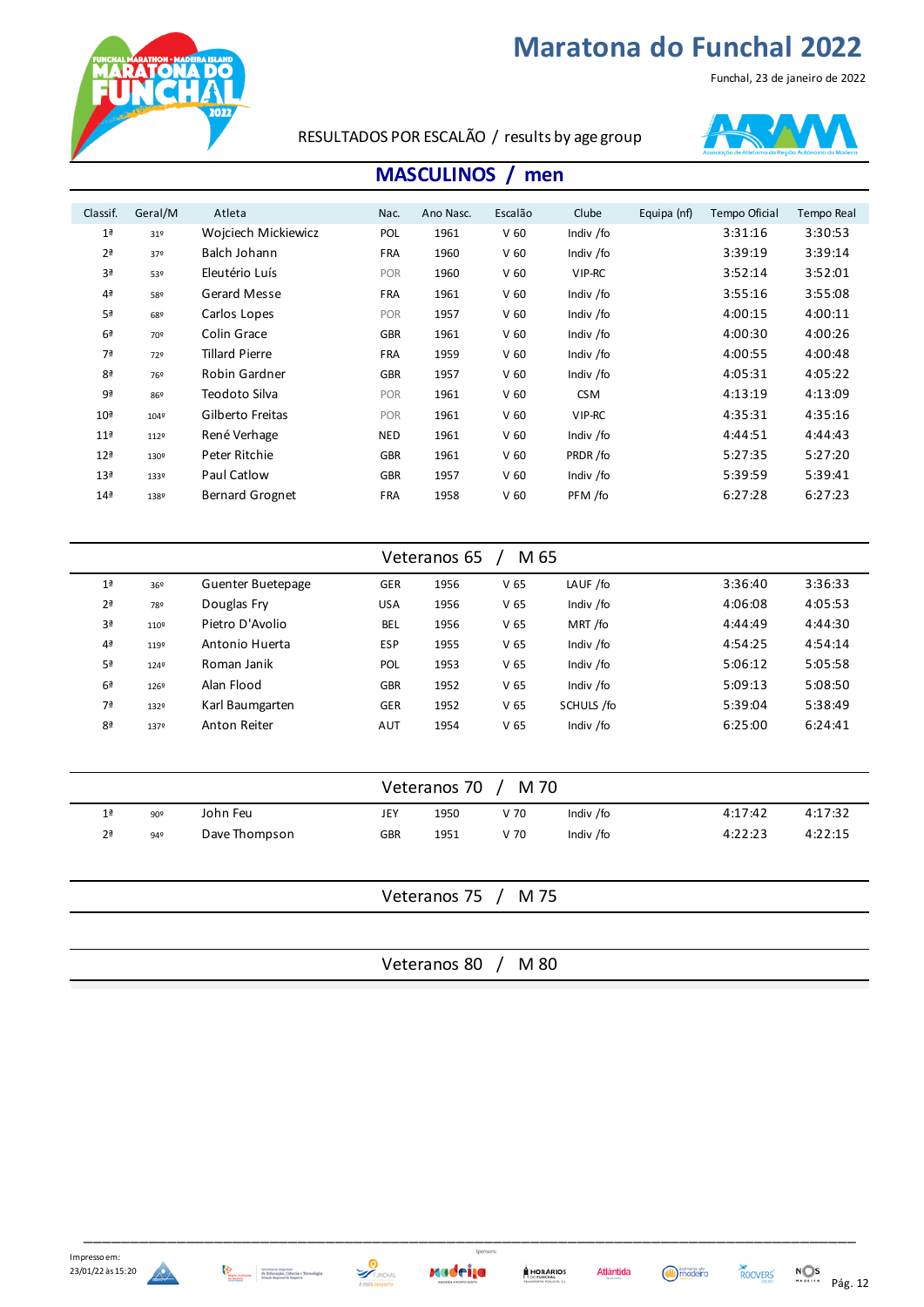# Maratona do Funchal 2022

Funchal, 23 de janeiro de 2022

RESULTADOS POR ESCALÃO / results by age group

## MASCULINOS / men

| Classif. | Geral/M | Atleta | Nac. | Ano Nasc. | Escalão | Clube | Equipa (nf) | Tempo Oficial | Tempo Real |
|---|---|---|---|---|---|---|---|---|---|
| 1ª | 31º | Wojciech Mickiewicz | POL | 1961 | V 60 | Indiv /fo | | 3:31:16 | 3:30:53 |
| 2ª | 37º | Balch Johann | FRA | 1960 | V 60 | Indiv /fo | | 3:39:19 | 3:39:14 |
| 3ª | 53º | Eleutério Luís | POR | 1960 | V 60 | VIP-RC | | 3:52:14 | 3:52:01 |
| 4ª | 58º | Gerard Messe | FRA | 1961 | V 60 | Indiv /fo | | 3:55:16 | 3:55:08 |
| 5ª | 68º | Carlos Lopes | POR | 1957 | V 60 | Indiv /fo | | 4:00:15 | 4:00:11 |
| 6ª | 70º | Colin Grace | GBR | 1961 | V 60 | Indiv /fo | | 4:00:30 | 4:00:26 |
| 7ª | 72º | Tillard Pierre | FRA | 1959 | V 60 | Indiv /fo | | 4:00:55 | 4:00:48 |
| 8ª | 76º | Robin Gardner | GBR | 1957 | V 60 | Indiv /fo | | 4:05:31 | 4:05:22 |
| 9ª | 86º | Teodoto Silva | POR | 1961 | V 60 | CSM | | 4:13:19 | 4:13:09 |
| 10ª | 104º | Gilberto Freitas | POR | 1961 | V 60 | VIP-RC | | 4:35:31 | 4:35:16 |
| 11ª | 112º | René Verhage | NED | 1961 | V 60 | Indiv /fo | | 4:44:51 | 4:44:43 |
| 12ª | 130º | Peter Ritchie | GBR | 1961 | V 60 | PRDR /fo | | 5:27:35 | 5:27:20 |
| 13ª | 133º | Paul Catlow | GBR | 1957 | V 60 | Indiv /fo | | 5:39:59 | 5:39:41 |
| 14ª | 138º | Bernard Grognet | FRA | 1958 | V 60 | PFM /fo | | 6:27:28 | 6:27:23 |

### Veteranos 65 / M 65

| Classif. | Geral/M | Atleta | Nac. | Ano Nasc. | Escalão | Clube | Equipa (nf) | Tempo Oficial | Tempo Real |
|---|---|---|---|---|---|---|---|---|---|
| 1ª | 36º | Guenter Buetepage | GER | 1956 | V 65 | LAUF /fo | | 3:36:40 | 3:36:33 |
| 2ª | 78º | Douglas Fry | USA | 1956 | V 65 | Indiv /fo | | 4:06:08 | 4:05:53 |
| 3ª | 110º | Pietro D'Avolio | BEL | 1956 | V 65 | MRT /fo | | 4:44:49 | 4:44:30 |
| 4ª | 119º | Antonio Huerta | ESP | 1955 | V 65 | Indiv /fo | | 4:54:25 | 4:54:14 |
| 5ª | 124º | Roman Janik | POL | 1953 | V 65 | Indiv /fo | | 5:06:12 | 5:05:58 |
| 6ª | 126º | Alan Flood | GBR | 1952 | V 65 | Indiv /fo | | 5:09:13 | 5:08:50 |
| 7ª | 132º | Karl Baumgarten | GER | 1952 | V 65 | SCHULS /fo | | 5:39:04 | 5:38:49 |
| 8ª | 137º | Anton Reiter | AUT | 1954 | V 65 | Indiv /fo | | 6:25:00 | 6:24:41 |

### Veteranos 70 / M 70

| Classif. | Geral/M | Atleta | Nac. | Ano Nasc. | Escalão | Clube | Equipa (nf) | Tempo Oficial | Tempo Real |
|---|---|---|---|---|---|---|---|---|---|
| 1ª | 90º | John Feu | JEY | 1950 | V 70 | Indiv /fo | | 4:17:42 | 4:17:32 |
| 2ª | 94º | Dave Thompson | GBR | 1951 | V 70 | Indiv /fo | | 4:22:23 | 4:22:15 |

### Veteranos 75 / M 75

### Veteranos 80 / M 80

Impresso em: 23/01/22 às 15:20